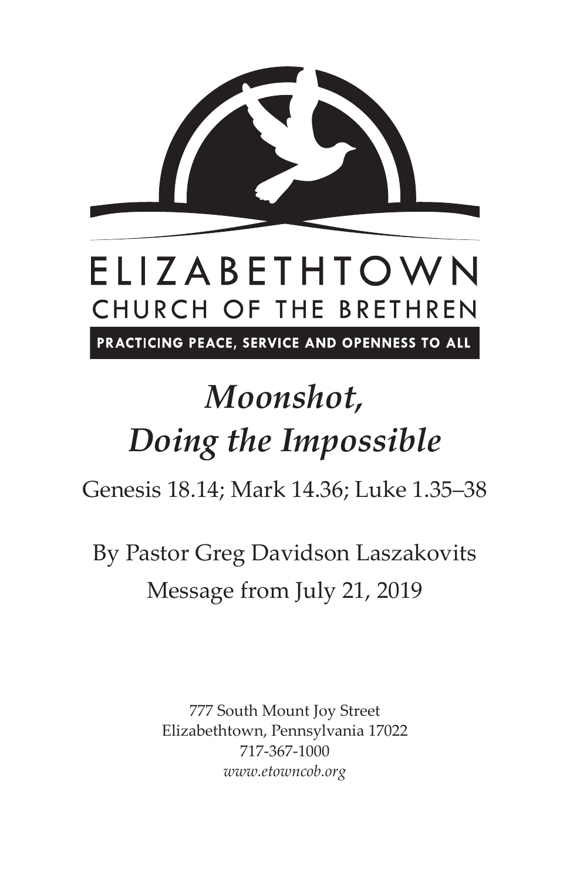ELIZABETHTOWN

CHURCH OF THE BRETHREN

PRACTICING PEACE, SERVICE AND OPENNESS TO ALL

# *Moonshot, Doing the Impossible*

Genesis 18.14; Mark 14.36; Luke 1.35–38

By Pastor Greg Davidson Laszakovits

Message from July 21, 2019

777 South Mount Joy Street
Elizabethtown, Pennsylvania 17022
717-367-1000
*www.etowncob.org*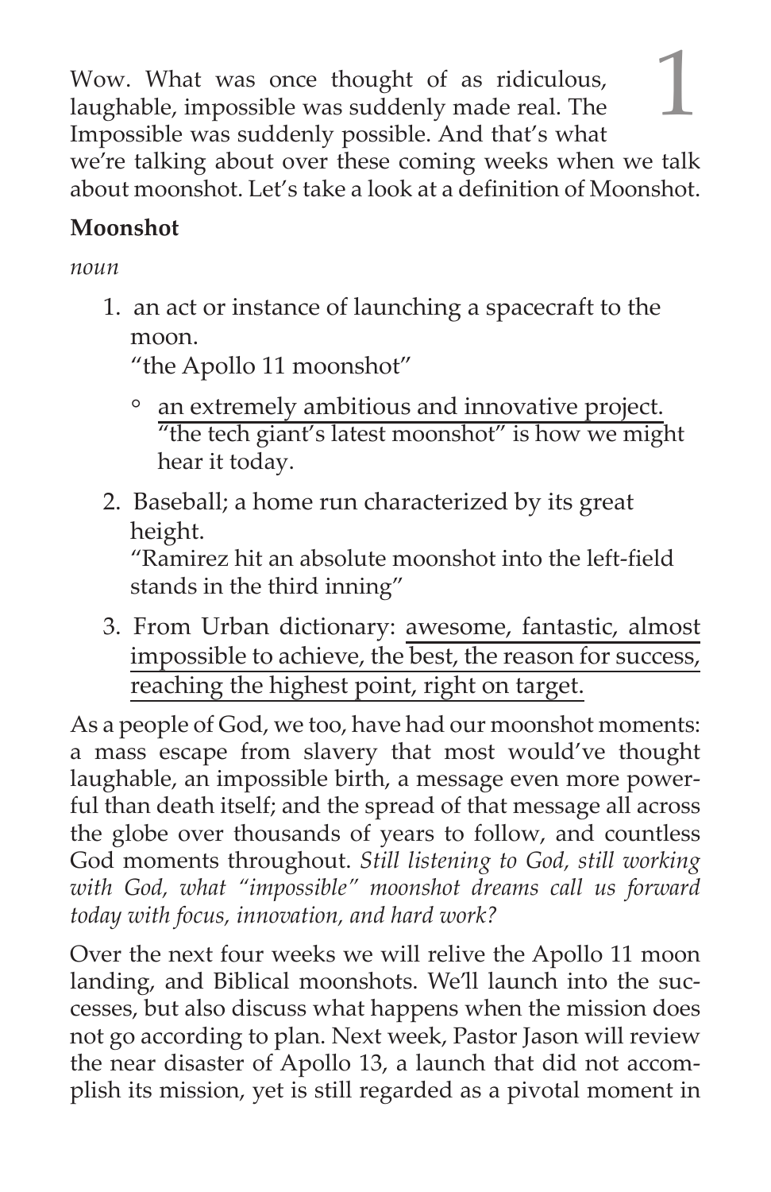Wow. What was once thought of as ridiculous, laughable, impossible was suddenly made real. The Impossible was suddenly possible. And that's what we're talking about over these coming weeks when we talk about moonshot. Let's take a look at a definition of Moonshot.

**Moonshot**

*noun*

1. an act or instance of launching a spacecraft to the moon.
   "the Apollo 11 moonshot"
   - an extremely ambitious and innovative project.
     "the tech giant's latest moonshot" is how we might hear it today.
2. Baseball; a home run characterized by its great height.
   "Ramirez hit an absolute moonshot into the left-field stands in the third inning"
3. From Urban dictionary: awesome, fantastic, almost impossible to achieve, the best, the reason for success, reaching the highest point, right on target.

As a people of God, we too, have had our moonshot moments: a mass escape from slavery that most would've thought laughable, an impossible birth, a message even more powerful than death itself; and the spread of that message all across the globe over thousands of years to follow, and countless God moments throughout. *Still listening to God, still working with God, what "impossible" moonshot dreams call us forward today with focus, innovation, and hard work?*

Over the next four weeks we will relive the Apollo 11 moon landing, and Biblical moonshots. We'll launch into the successes, but also discuss what happens when the mission does not go according to plan. Next week, Pastor Jason will review the near disaster of Apollo 13, a launch that did not accomplish its mission, yet is still regarded as a pivotal moment in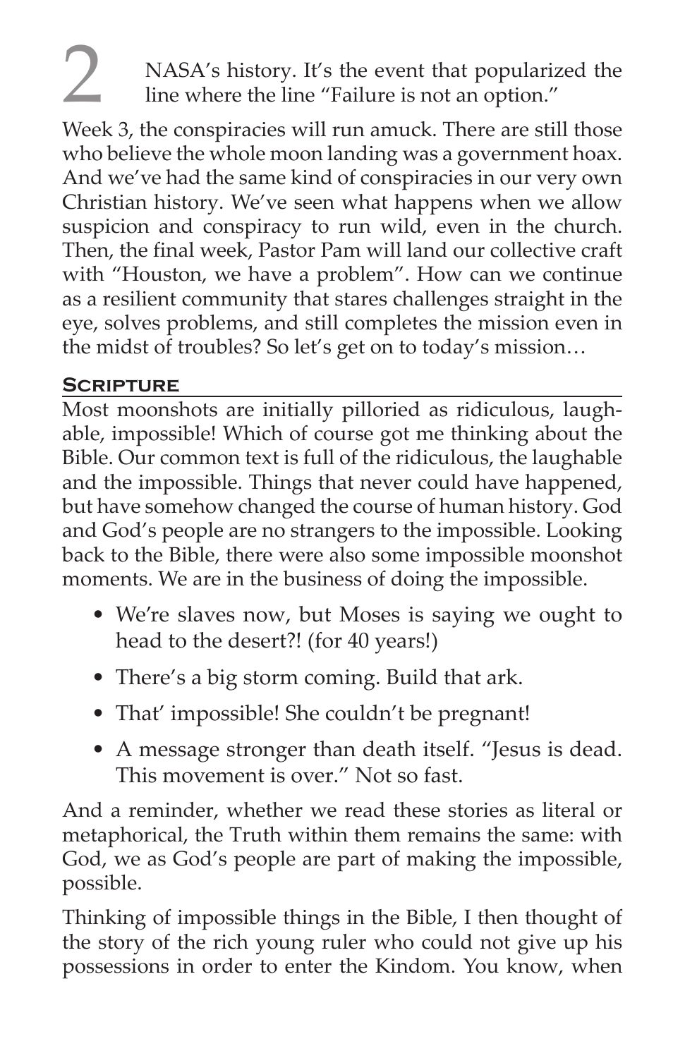2 NASA's history. It's the event that popularized the line where the line "Failure is not an option."

Week 3, the conspiracies will run amuck. There are still those who believe the whole moon landing was a government hoax. And we've had the same kind of conspiracies in our very own Christian history. We've seen what happens when we allow suspicion and conspiracy to run wild, even in the church. Then, the final week, Pastor Pam will land our collective craft with "Houston, we have a problem". How can we continue as a resilient community that stares challenges straight in the eye, solves problems, and still completes the mission even in the midst of troubles? So let's get on to today's mission…

## Scripture

Most moonshots are initially pilloried as ridiculous, laughable, impossible! Which of course got me thinking about the Bible. Our common text is full of the ridiculous, the laughable and the impossible. Things that never could have happened, but have somehow changed the course of human history. God and God's people are no strangers to the impossible. Looking back to the Bible, there were also some impossible moonshot moments. We are in the business of doing the impossible.

- We're slaves now, but Moses is saying we ought to head to the desert?! (for 40 years!)
- There's a big storm coming. Build that ark.
- That' impossible! She couldn't be pregnant!
- A message stronger than death itself. "Jesus is dead. This movement is over." Not so fast.

And a reminder, whether we read these stories as literal or metaphorical, the Truth within them remains the same: with God, we as God's people are part of making the impossible, possible.

Thinking of impossible things in the Bible, I then thought of the story of the rich young ruler who could not give up his possessions in order to enter the Kindom. You know, when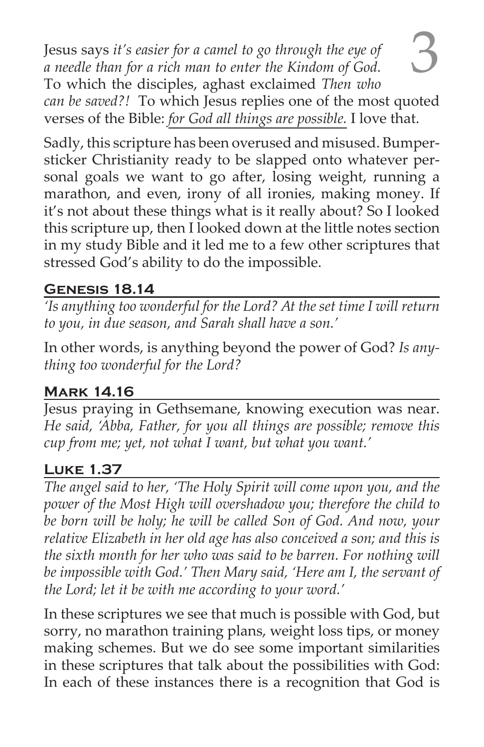Jesus says *it's easier for a camel to go through the eye of a needle than for a rich man to enter the Kindom of God.* To which the disciples, aghast exclaimed *Then who can be saved?!* To which Jesus replies one of the most quoted verses of the Bible: <u>*for God all things are possible*.</u> I love that.

Sadly, this scripture has been overused and misused. Bumper-sticker Christianity ready to be slapped onto whatever personal goals we want to go after, losing weight, running a marathon, and even, irony of all ironies, making money. If it's not about these things what is it really about? So I looked this scripture up, then I looked down at the little notes section in my study Bible and it led me to a few other scriptures that stressed God's ability to do the impossible.

### Genesis 18.14

*'Is anything too wonderful for the Lord? At the set time I will return to you, in due season, and Sarah shall have a son.'*

In other words, is anything beyond the power of God? *Is anything too wonderful for the Lord?*

### Mark 14.16

Jesus praying in Gethsemane, knowing execution was near. *He said, 'Abba, Father, for you all things are possible; remove this cup from me; yet, not what I want, but what you want.'*

### Luke 1.37

*The angel said to her, 'The Holy Spirit will come upon you, and the power of the Most High will overshadow you; therefore the child to be born will be holy; he will be called Son of God. And now, your relative Elizabeth in her old age has also conceived a son; and this is the sixth month for her who was said to be barren. For nothing will be impossible with God.' Then Mary said, 'Here am I, the servant of the Lord; let it be with me according to your word.'*

In these scriptures we see that much is possible with God, but sorry, no marathon training plans, weight loss tips, or money making schemes. But we do see some important similarities in these scriptures that talk about the possibilities with God: In each of these instances there is a recognition that God is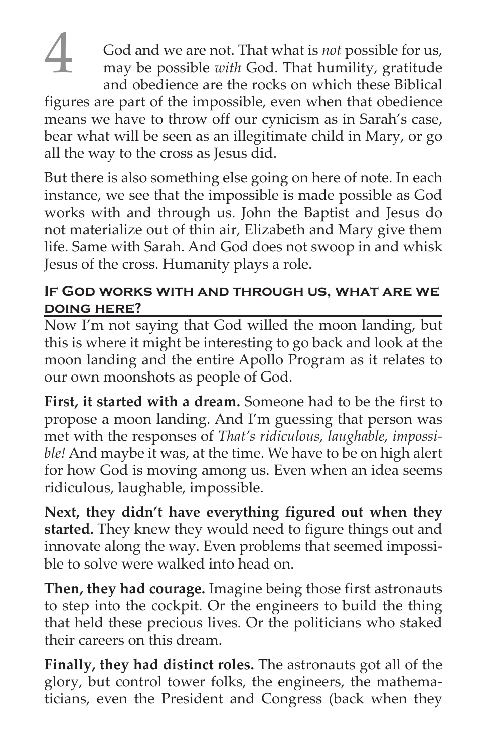God and we are not. That what is *not* possible for us, may be possible *with* God. That humility, gratitude and obedience are the rocks on which these Biblical figures are part of the impossible, even when that obedience means we have to throw off our cynicism as in Sarah's case, bear what will be seen as an illegitimate child in Mary, or go all the way to the cross as Jesus did.

But there is also something else going on here of note. In each instance, we see that the impossible is made possible as God works with and through us. John the Baptist and Jesus do not materialize out of thin air, Elizabeth and Mary give them life. Same with Sarah. And God does not swoop in and whisk Jesus of the cross. Humanity plays a role.

## If God works with and through us, what are we doing here?

Now I'm not saying that God willed the moon landing, but this is where it might be interesting to go back and look at the moon landing and the entire Apollo Program as it relates to our own moonshots as people of God.

**First, it started with a dream.** Someone had to be the first to propose a moon landing. And I'm guessing that person was met with the responses of *That's ridiculous, laughable, impossible!* And maybe it was, at the time. We have to be on high alert for how God is moving among us. Even when an idea seems ridiculous, laughable, impossible.

**Next, they didn't have everything figured out when they started.** They knew they would need to figure things out and innovate along the way. Even problems that seemed impossible to solve were walked into head on.

**Then, they had courage.** Imagine being those first astronauts to step into the cockpit. Or the engineers to build the thing that held these precious lives. Or the politicians who staked their careers on this dream.

**Finally, they had distinct roles.** The astronauts got all of the glory, but control tower folks, the engineers, the mathematicians, even the President and Congress (back when they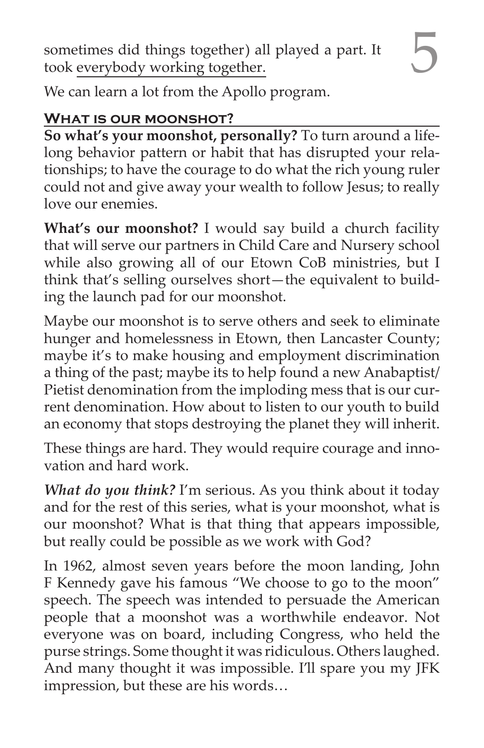sometimes did things together) all played a part. It took everybody working together.

We can learn a lot from the Apollo program.

## What is our moonshot?

**So what's your moonshot, personally?** To turn around a lifelong behavior pattern or habit that has disrupted your relationships; to have the courage to do what the rich young ruler could not and give away your wealth to follow Jesus; to really love our enemies.

**What's our moonshot?** I would say build a church facility that will serve our partners in Child Care and Nursery school while also growing all of our Etown CoB ministries, but I think that's selling ourselves short—the equivalent to building the launch pad for our moonshot.

Maybe our moonshot is to serve others and seek to eliminate hunger and homelessness in Etown, then Lancaster County; maybe it's to make housing and employment discrimination a thing of the past; maybe its to help found a new Anabaptist/Pietist denomination from the imploding mess that is our current denomination. How about to listen to our youth to build an economy that stops destroying the planet they will inherit.

These things are hard. They would require courage and innovation and hard work.

***What do you think?*** I'm serious. As you think about it today and for the rest of this series, what is your moonshot, what is our moonshot? What is that thing that appears impossible, but really could be possible as we work with God?

In 1962, almost seven years before the moon landing, John F Kennedy gave his famous "We choose to go to the moon" speech. The speech was intended to persuade the American people that a moonshot was a worthwhile endeavor. Not everyone was on board, including Congress, who held the purse strings. Some thought it was ridiculous. Others laughed. And many thought it was impossible. I'll spare you my JFK impression, but these are his words…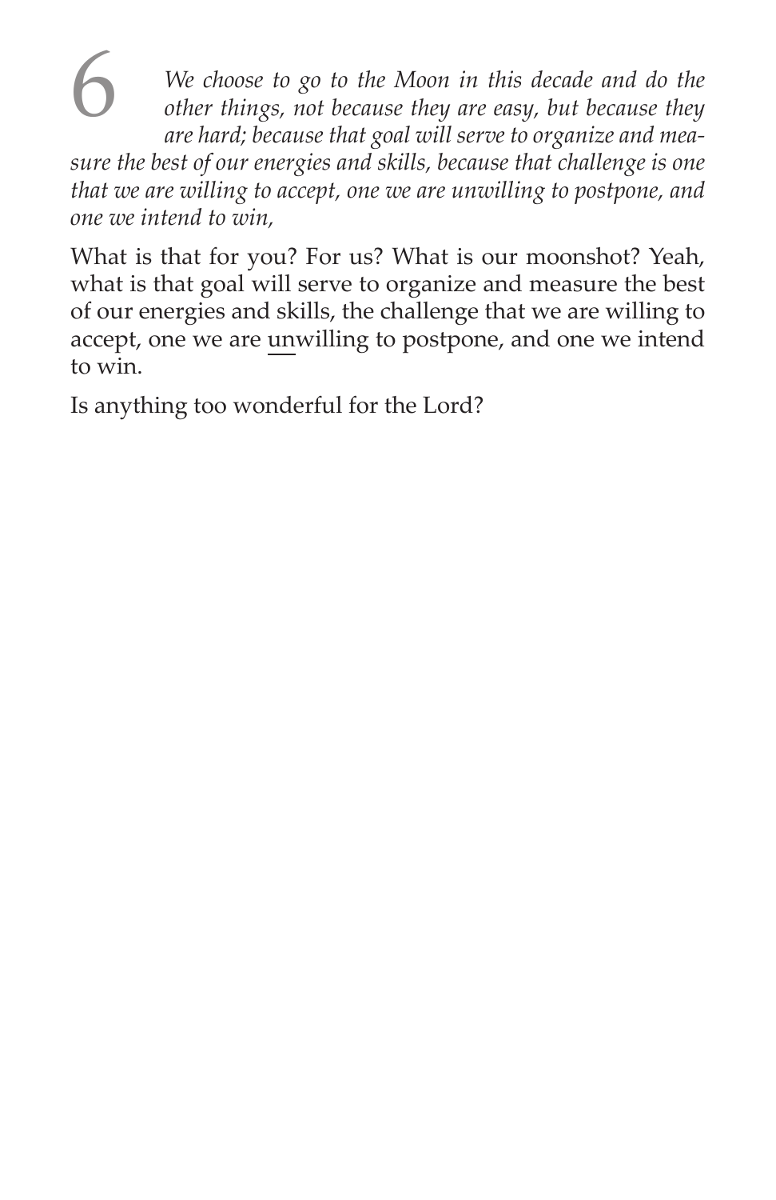6 *We choose to go to the Moon in this decade and do the other things, not because they are easy, but because they are hard; because that goal will serve to organize and measure the best of our energies and skills, because that challenge is one that we are willing to accept, one we are unwilling to postpone, and one we intend to win,*

What is that for you? For us? What is our moonshot? Yeah, what is that goal will serve to organize and measure the best of our energies and skills, the challenge that we are willing to accept, one we are <u>un</u>willing to postpone, and one we intend to win.

Is anything too wonderful for the Lord?